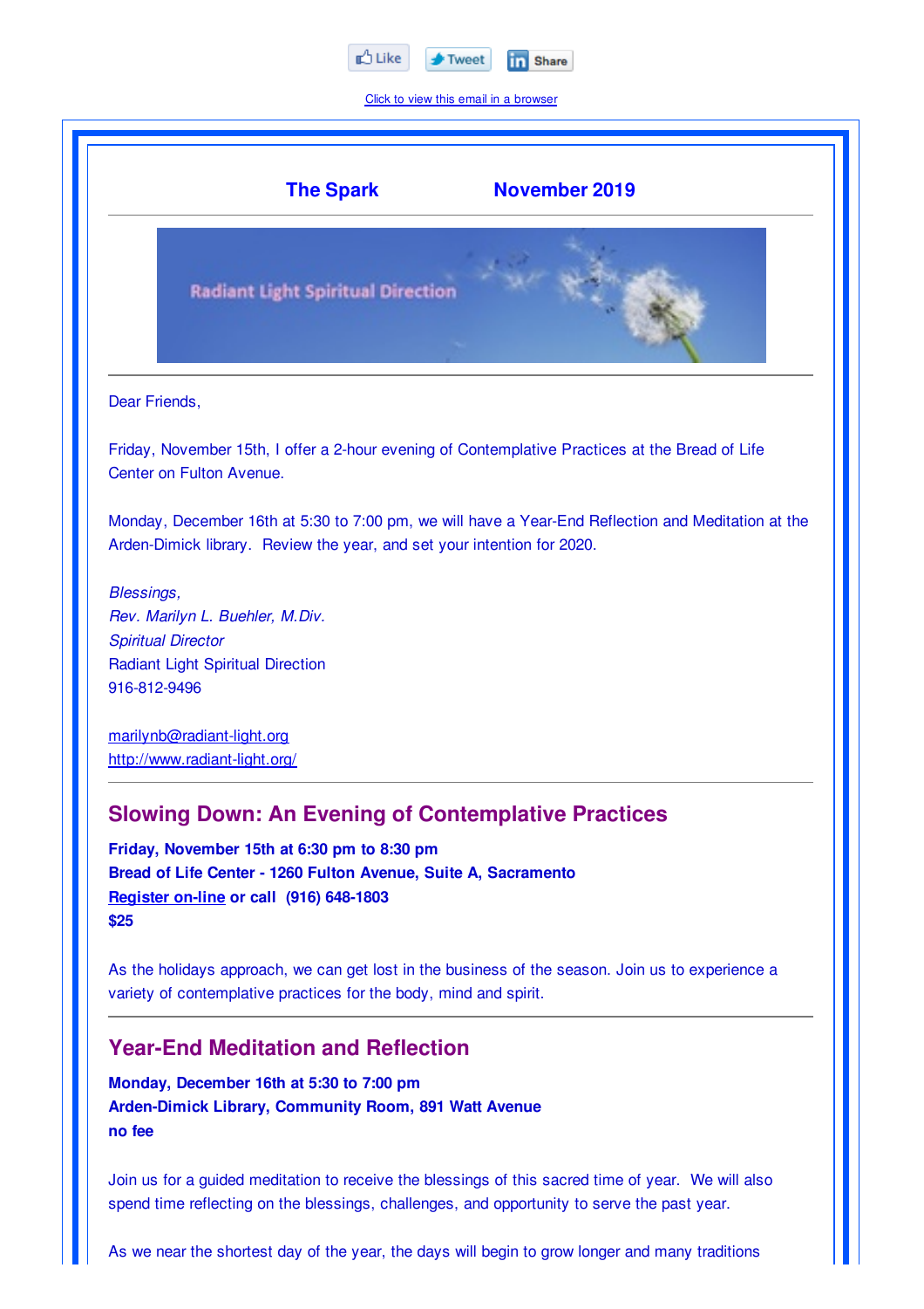Like Tweet Share

Click to view this email in a browser

**The Spark November 2019**

Radiant Light Spiritual Direction

Dear Friends,

Friday, November 15th, I offer a 2-hour evening of Contemplative Practices at the Bread of Life Center on Fulton Avenue.

Monday, December 16th at 5:30 to 7:00 pm, we will have a Year-End Reflection and Meditation at the Arden-Dimick library. Review the year, and set your intention for 2020.

*Blessings,*
*Rev. Marilyn L. Buehler, M.Div.*
*Spiritual Director*
Radiant Light Spiritual Direction
916-812-9496

marilynb@radiant-light.org
http://www.radiant-light.org/

## Slowing Down: An Evening of Contemplative Practices

**Friday, November 15th at 6:30 pm to 8:30 pm**
**Bread of Life Center - 1260 Fulton Avenue, Suite A, Sacramento**
**Register on-line or call (916) 648-1803**
**$25**

As the holidays approach, we can get lost in the business of the season. Join us to experience a variety of contemplative practices for the body, mind and spirit.

## Year-End Meditation and Reflection

**Monday, December 16th at 5:30 to 7:00 pm**
**Arden-Dimick Library, Community Room, 891 Watt Avenue**
**no fee**

Join us for a guided meditation to receive the blessings of this sacred time of year. We will also spend time reflecting on the blessings, challenges, and opportunity to serve the past year.

As we near the shortest day of the year, the days will begin to grow longer and many traditions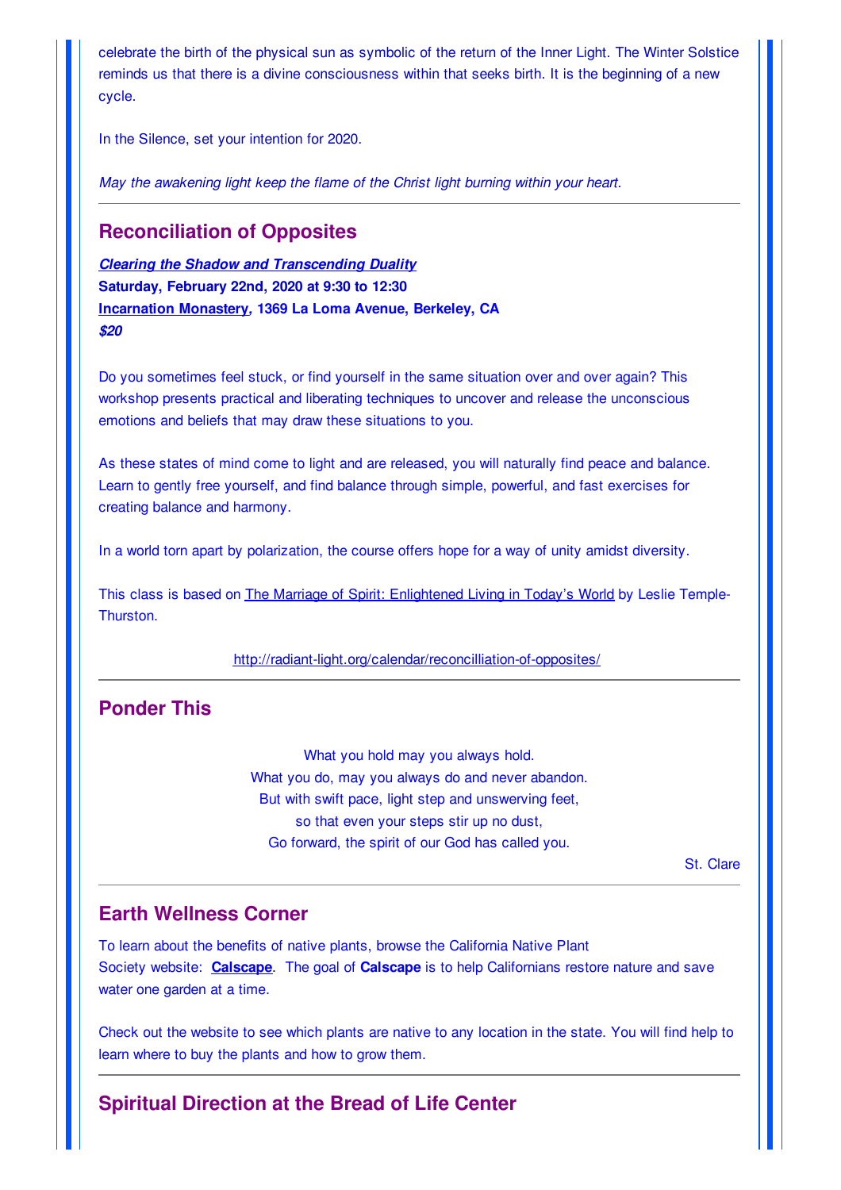celebrate the birth of the physical sun as symbolic of the return of the Inner Light. The Winter Solstice reminds us that there is a divine consciousness within that seeks birth. It is the beginning of a new cycle.

In the Silence, set your intention for 2020.

*May the awakening light keep the flame of the Christ light burning within your heart.*

---

## Reconciliation of Opposites

***Clearing the Shadow and Transcending Duality***
**Saturday, February 22nd, 2020 at 9:30 to 12:30**
**Incarnation Monastery, 1369 La Loma Avenue, Berkeley, CA**
***$20***

Do you sometimes feel stuck, or find yourself in the same situation over and over again? This workshop presents practical and liberating techniques to uncover and release the unconscious emotions and beliefs that may draw these situations to you.

As these states of mind come to light and are released, you will naturally find peace and balance. Learn to gently free yourself, and find balance through simple, powerful, and fast exercises for creating balance and harmony.

In a world torn apart by polarization, the course offers hope for a way of unity amidst diversity.

This class is based on The Marriage of Spirit: Enlightened Living in Today's World by Leslie Temple-Thurston.

http://radiant-light.org/calendar/reconcilliation-of-opposites/

---

## Ponder This

What you hold may you always hold.
What you do, may you always do and never abandon.
But with swift pace, light step and unswerving feet,
so that even your steps stir up no dust,
Go forward, the spirit of our God has called you.

St. Clare

---

## Earth Wellness Corner

To learn about the benefits of native plants, browse the California Native Plant Society website: **Calscape**. The goal of **Calscape** is to help Californians restore nature and save water one garden at a time.

Check out the website to see which plants are native to any location in the state. You will find help to learn where to buy the plants and how to grow them.

---

## Spiritual Direction at the Bread of Life Center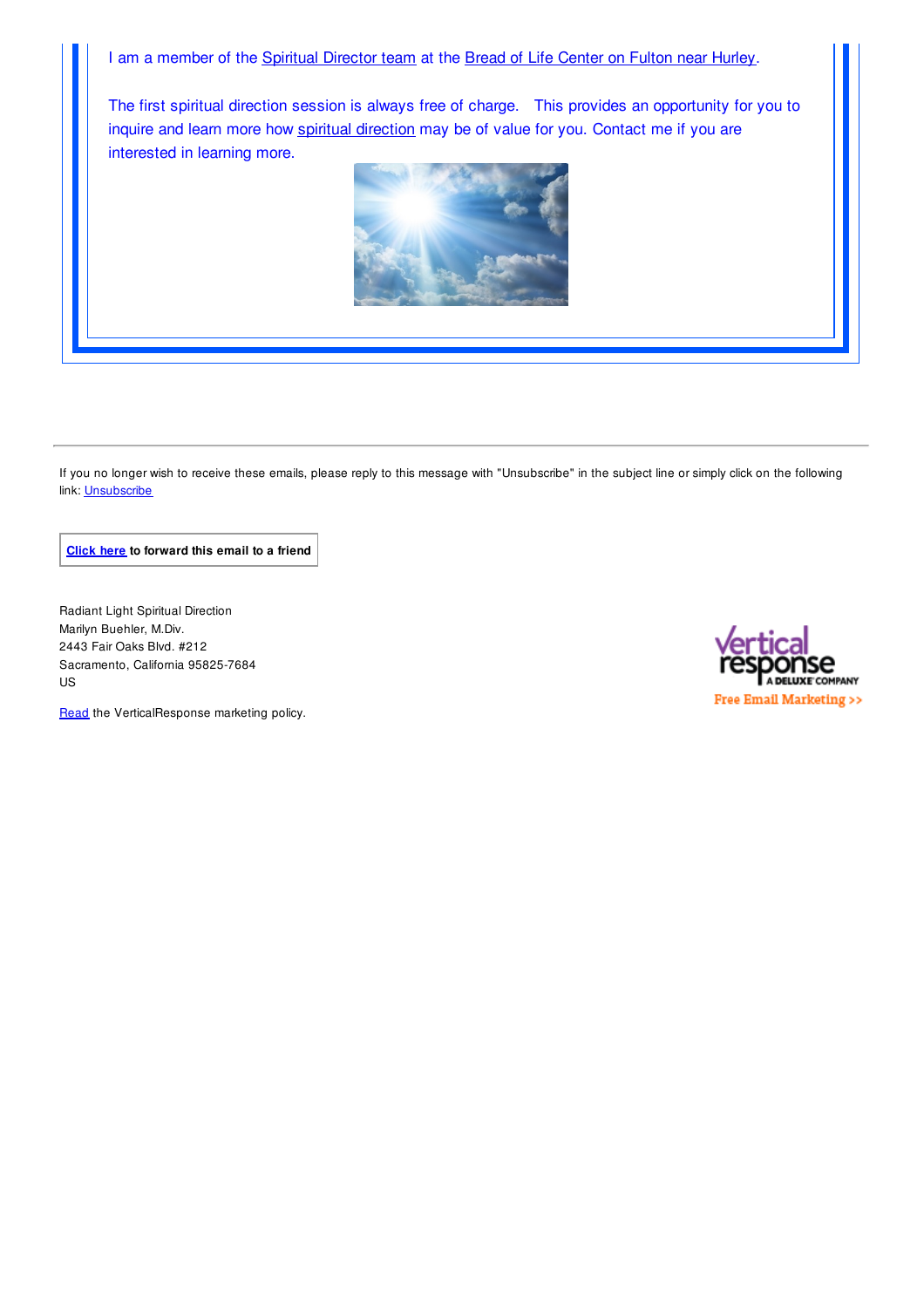I am a member of the Spiritual Director team at the Bread of Life Center on Fulton near Hurley.

The first spiritual direction session is always free of charge. This provides an opportunity for you to inquire and learn more how spiritual direction may be of value for you. Contact me if you are interested in learning more.

---

If you no longer wish to receive these emails, please reply to this message with "Unsubscribe" in the subject line or simply click on the following link: Unsubscribe

**Click here to forward this email to a friend**

Radiant Light Spiritual Direction
Marilyn Buehler, M.Div.
2443 Fair Oaks Blvd. #212
Sacramento, California 95825-7684
US

Read the VerticalResponse marketing policy.

Vertical response A DELUXE COMPANY
Free Email Marketing >>